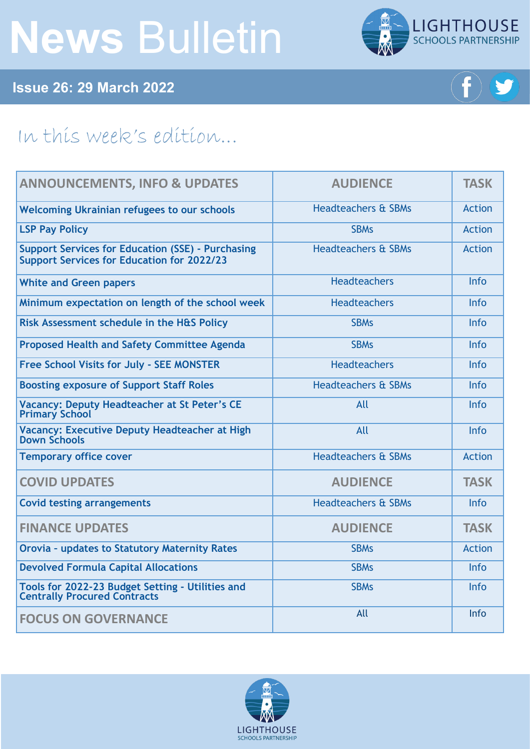# News Bulletin

LIGHTHOUSE SCHOOLS PARTNERSHIP

**Issue 26: 29 March 2022**

## In this week's edition...

| ANNOUNCEMENTS, INFO & UPDATES | AUDIENCE | TASK |
|---|---|---|
| Welcoming Ukrainian refugees to our schools | Headteachers & SBMs | Action |
| LSP Pay Policy | SBMs | Action |
| Support Services for Education (SSE) - Purchasing Support Services for Education for 2022/23 | Headteachers & SBMs | Action |
| White and Green papers | Headteachers | Info |
| Minimum expectation on length of the school week | Headteachers | Info |
| Risk Assessment schedule in the H&S Policy | SBMs | Info |
| Proposed Health and Safety Committee Agenda | SBMs | Info |
| Free School Visits for July - SEE MONSTER | Headteachers | Info |
| Boosting exposure of Support Staff Roles | Headteachers & SBMs | Info |
| Vacancy: Deputy Headteacher at St Peter's CE Primary School | All | Info |
| Vacancy: Executive Deputy Headteacher at High Down Schools | All | Info |
| Temporary office cover | Headteachers & SBMs | Action |
| **COVID UPDATES** | **AUDIENCE** | **TASK** |
| Covid testing arrangements | Headteachers & SBMs | Info |
| **FINANCE UPDATES** | **AUDIENCE** | **TASK** |
| Orovia - updates to Statutory Maternity Rates | SBMs | Action |
| Devolved Formula Capital Allocations | SBMs | Info |
| Tools for 2022-23 Budget Setting - Utilities and Centrally Procured Contracts | SBMs | Info |
| **FOCUS ON GOVERNANCE** | All | Info |

LIGHTHOUSE SCHOOLS PARTNERSHIP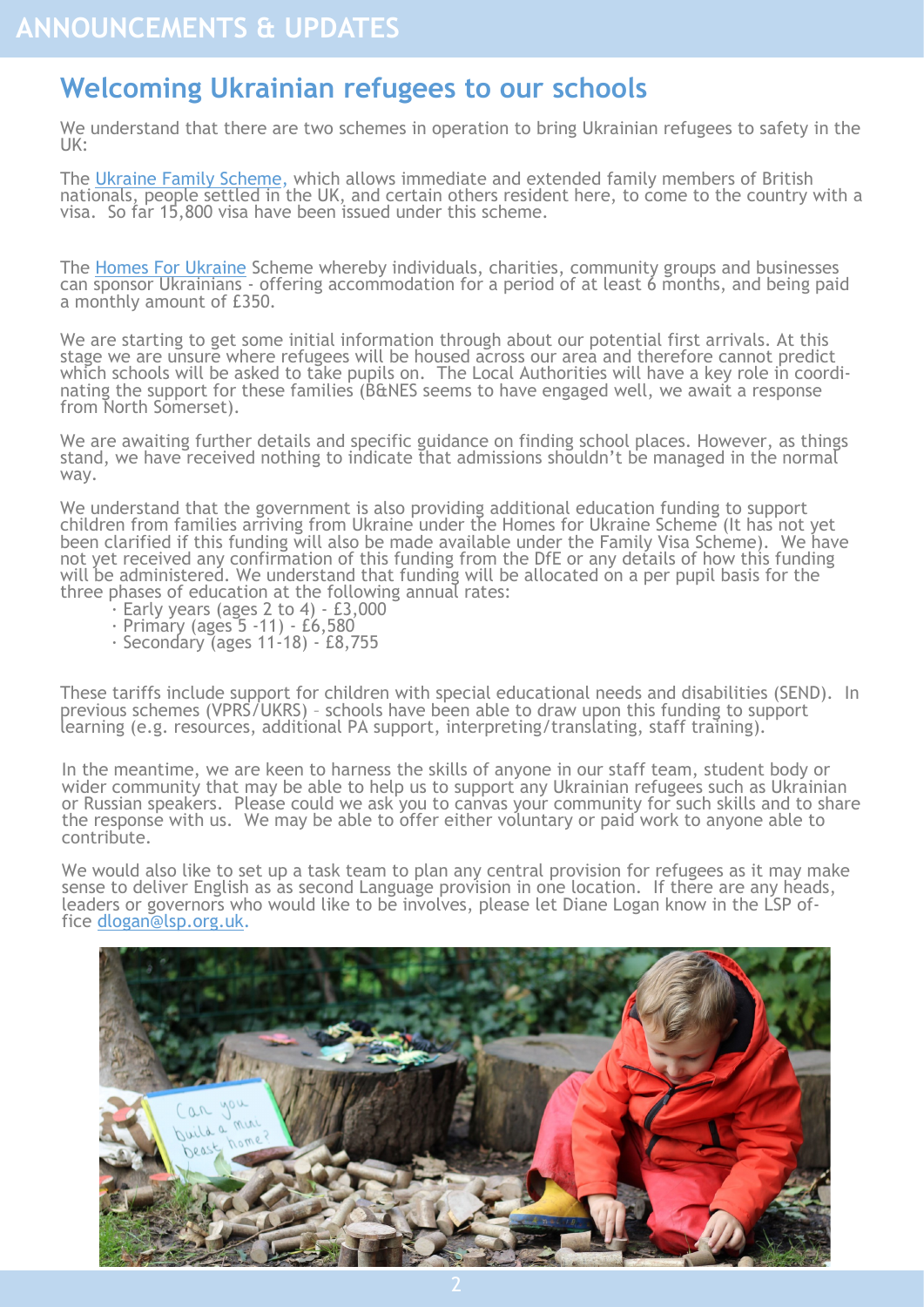# ANNOUNCEMENTS & UPDATES

## Welcoming Ukrainian refugees to our schools

We understand that there are two schemes in operation to bring Ukrainian refugees to safety in the UK:

The Ukraine Family Scheme, which allows immediate and extended family members of British nationals, people settled in the UK, and certain others resident here, to come to the country with a visa. So far 15,800 visa have been issued under this scheme.

The Homes For Ukraine Scheme whereby individuals, charities, community groups and businesses can sponsor Ukrainians - offering accommodation for a period of at least 6 months, and being paid a monthly amount of £350.

We are starting to get some initial information through about our potential first arrivals. At this stage we are unsure where refugees will be housed across our area and therefore cannot predict which schools will be asked to take pupils on. The Local Authorities will have a key role in coordinating the support for these families (B&NES seems to have engaged well, we await a response from North Somerset).

We are awaiting further details and specific guidance on finding school places. However, as things stand, we have received nothing to indicate that admissions shouldn't be managed in the normal way.

We understand that the government is also providing additional education funding to support children from families arriving from Ukraine under the Homes for Ukraine Scheme (It has not yet been clarified if this funding will also be made available under the Family Visa Scheme). We have not yet received any confirmation of this funding from the DfE or any details of how this funding will be administered. We understand that funding will be allocated on a per pupil basis for the three phases of education at the following annual rates:

- Early years (ages 2 to 4) - £3,000
- Primary (ages 5 -11) - £6,580
- Secondary (ages 11-18) - £8,755

These tariffs include support for children with special educational needs and disabilities (SEND). In previous schemes (VPRS/UKRS) – schools have been able to draw upon this funding to support learning (e.g. resources, additional PA support, interpreting/translating, staff training).

In the meantime, we are keen to harness the skills of anyone in our staff team, student body or wider community that may be able to help us to support any Ukrainian refugees such as Ukrainian or Russian speakers. Please could we ask you to canvas your community for such skills and to share the response with us. We may be able to offer either voluntary or paid work to anyone able to contribute.

We would also like to set up a task team to plan any central provision for refugees as it may make sense to deliver English as as second Language provision in one location. If there are any heads, leaders or governors who would like to be involves, please let Diane Logan know in the LSP office dlogan@lsp.org.uk.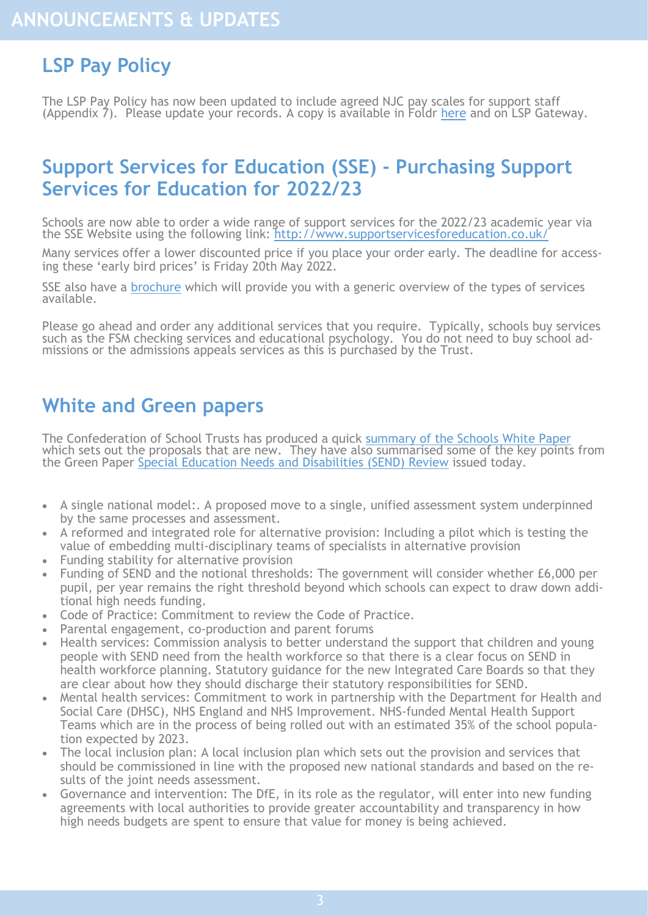# ANNOUNCEMENTS & UPDATES

## LSP Pay Policy

The LSP Pay Policy has now been updated to include agreed NJC pay scales for support staff (Appendix 7). Please update your records. A copy is available in Foldr here and on LSP Gateway.

## Support Services for Education (SSE) - Purchasing Support Services for Education for 2022/23

Schools are now able to order a wide range of support services for the 2022/23 academic year via the SSE Website using the following link: http://www.supportservicesforeducation.co.uk/

Many services offer a lower discounted price if you place your order early. The deadline for accessing these 'early bird prices' is Friday 20th May 2022.

SSE also have a brochure which will provide you with a generic overview of the types of services available.

Please go ahead and order any additional services that you require. Typically, schools buy services such as the FSM checking services and educational psychology. You do not need to buy school admissions or the admissions appeals services as this is purchased by the Trust.

## White and Green papers

The Confederation of School Trusts has produced a quick summary of the Schools White Paper which sets out the proposals that are new. They have also summarised some of the key points from the Green Paper Special Education Needs and Disabilities (SEND) Review issued today.

- A single national model:. A proposed move to a single, unified assessment system underpinned by the same processes and assessment.
- A reformed and integrated role for alternative provision: Including a pilot which is testing the value of embedding multi-disciplinary teams of specialists in alternative provision
- Funding stability for alternative provision
- Funding of SEND and the notional thresholds: The government will consider whether £6,000 per pupil, per year remains the right threshold beyond which schools can expect to draw down additional high needs funding.
- Code of Practice: Commitment to review the Code of Practice.
- Parental engagement, co-production and parent forums
- Health services: Commission analysis to better understand the support that children and young people with SEND need from the health workforce so that there is a clear focus on SEND in health workforce planning. Statutory guidance for the new Integrated Care Boards so that they are clear about how they should discharge their statutory responsibilities for SEND.
- Mental health services: Commitment to work in partnership with the Department for Health and Social Care (DHSC), NHS England and NHS Improvement. NHS-funded Mental Health Support Teams which are in the process of being rolled out with an estimated 35% of the school population expected by 2023.
- The local inclusion plan: A local inclusion plan which sets out the provision and services that should be commissioned in line with the proposed new national standards and based on the results of the joint needs assessment.
- Governance and intervention: The DfE, in its role as the regulator, will enter into new funding agreements with local authorities to provide greater accountability and transparency in how high needs budgets are spent to ensure that value for money is being achieved.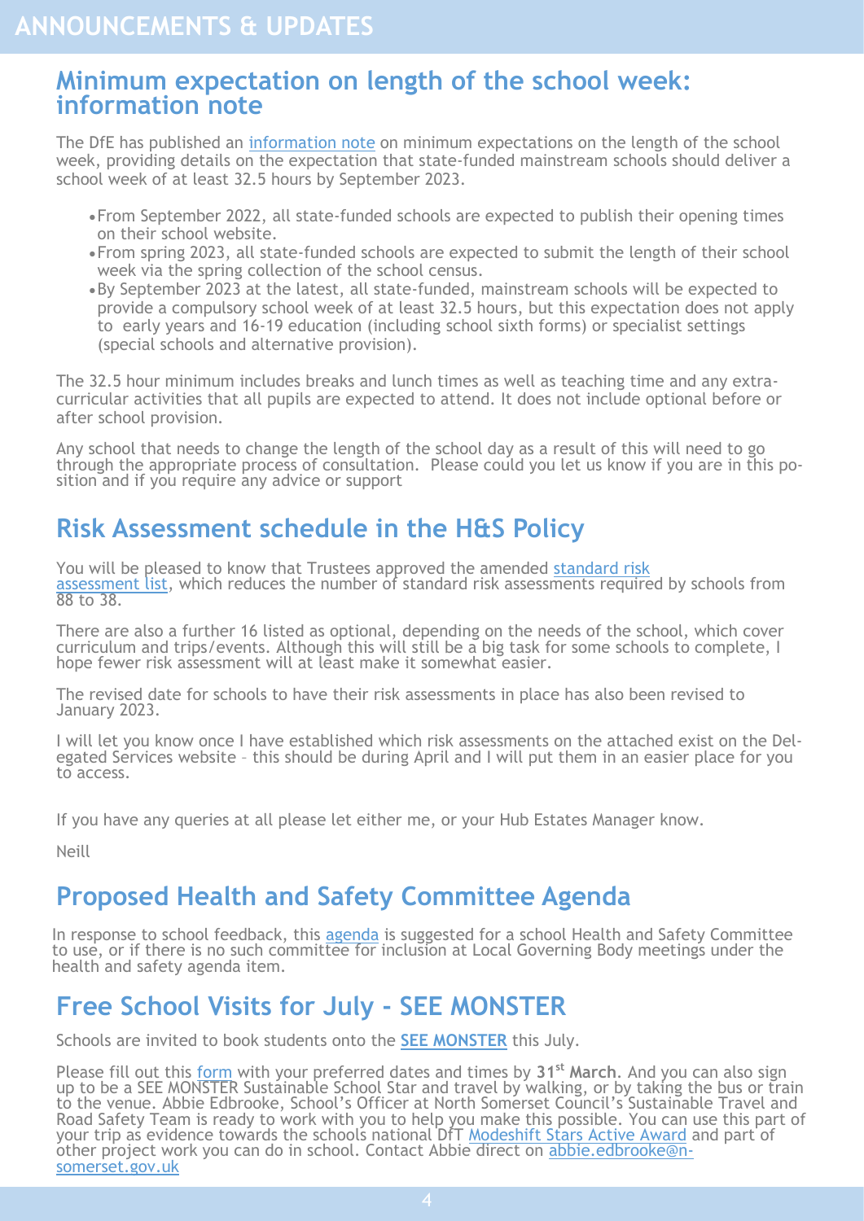# ANNOUNCEMENTS & UPDATES

## Minimum expectation on length of the school week: information note

The DfE has published an information note on minimum expectations on the length of the school week, providing details on the expectation that state-funded mainstream schools should deliver a school week of at least 32.5 hours by September 2023.

- From September 2022, all state-funded schools are expected to publish their opening times on their school website.
- From spring 2023, all state-funded schools are expected to submit the length of their school week via the spring collection of the school census.
- By September 2023 at the latest, all state-funded, mainstream schools will be expected to provide a compulsory school week of at least 32.5 hours, but this expectation does not apply to early years and 16-19 education (including school sixth forms) or specialist settings (special schools and alternative provision).

The 32.5 hour minimum includes breaks and lunch times as well as teaching time and any extra-curricular activities that all pupils are expected to attend. It does not include optional before or after school provision.

Any school that needs to change the length of the school day as a result of this will need to go through the appropriate process of consultation. Please could you let us know if you are in this position and if you require any advice or support

## Risk Assessment schedule in the H&S Policy

You will be pleased to know that Trustees approved the amended standard risk assessment list, which reduces the number of standard risk assessments required by schools from 88 to 38.

There are also a further 16 listed as optional, depending on the needs of the school, which cover curriculum and trips/events. Although this will still be a big task for some schools to complete, I hope fewer risk assessment will at least make it somewhat easier.

The revised date for schools to have their risk assessments in place has also been revised to January 2023.

I will let you know once I have established which risk assessments on the attached exist on the Delegated Services website – this should be during April and I will put them in an easier place for you to access.

If you have any queries at all please let either me, or your Hub Estates Manager know.

Neill

## Proposed Health and Safety Committee Agenda

In response to school feedback, this agenda is suggested for a school Health and Safety Committee to use, or if there is no such committee for inclusion at Local Governing Body meetings under the health and safety agenda item.

## Free School Visits for July - SEE MONSTER

Schools are invited to book students onto the **SEE MONSTER** this July.

Please fill out this form with your preferred dates and times by **31st March**. And you can also sign up to be a SEE MONSTER Sustainable School Star and travel by walking, or by taking the bus or train to the venue. Abbie Edbrooke, School's Officer at North Somerset Council's Sustainable Travel and Road Safety Team is ready to work with you to help you make this possible. You can use this part of your trip as evidence towards the schools national DfT Modeshift Stars Active Award and part of other project work you can do in school. Contact Abbie direct on abbie.edbrooke@n-somerset.gov.uk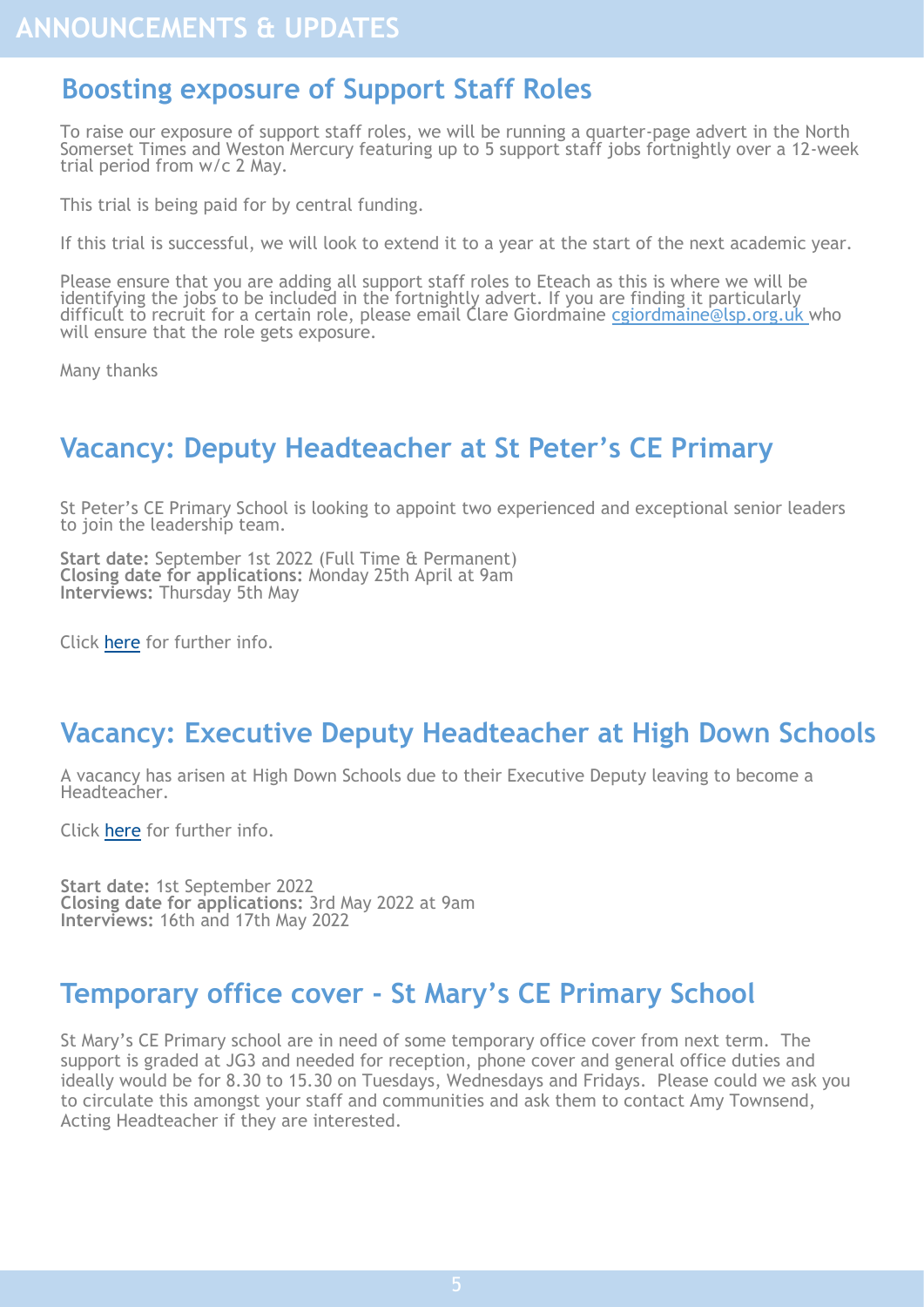# ANNOUNCEMENTS & UPDATES

## Boosting exposure of Support Staff Roles

To raise our exposure of support staff roles, we will be running a quarter-page advert in the North Somerset Times and Weston Mercury featuring up to 5 support staff jobs fortnightly over a 12-week trial period from w/c 2 May.

This trial is being paid for by central funding.

If this trial is successful, we will look to extend it to a year at the start of the next academic year.

Please ensure that you are adding all support staff roles to Eteach as this is where we will be identifying the jobs to be included in the fortnightly advert. If you are finding it particularly difficult to recruit for a certain role, please email Clare Giordmaine [cgiordmaine@lsp.org.uk](mailto:cgiordmaine@lsp.org.uk) who will ensure that the role gets exposure.

Many thanks

## Vacancy: Deputy Headteacher at St Peter's CE Primary

St Peter's CE Primary School is looking to appoint two experienced and exceptional senior leaders to join the leadership team.

**Start date:** September 1st 2022 (Full Time & Permanent)
**Closing date for applications:** Monday 25th April at 9am
**Interviews:** Thursday 5th May

Click here for further info.

## Vacancy: Executive Deputy Headteacher at High Down Schools

A vacancy has arisen at High Down Schools due to their Executive Deputy leaving to become a Headteacher.

Click here for further info.

**Start date:** 1st September 2022
**Closing date for applications:** 3rd May 2022 at 9am
**Interviews:** 16th and 17th May 2022

## Temporary office cover - St Mary's CE Primary School

St Mary's CE Primary school are in need of some temporary office cover from next term. The support is graded at JG3 and needed for reception, phone cover and general office duties and ideally would be for 8.30 to 15.30 on Tuesdays, Wednesdays and Fridays. Please could we ask you to circulate this amongst your staff and communities and ask them to contact Amy Townsend, Acting Headteacher if they are interested.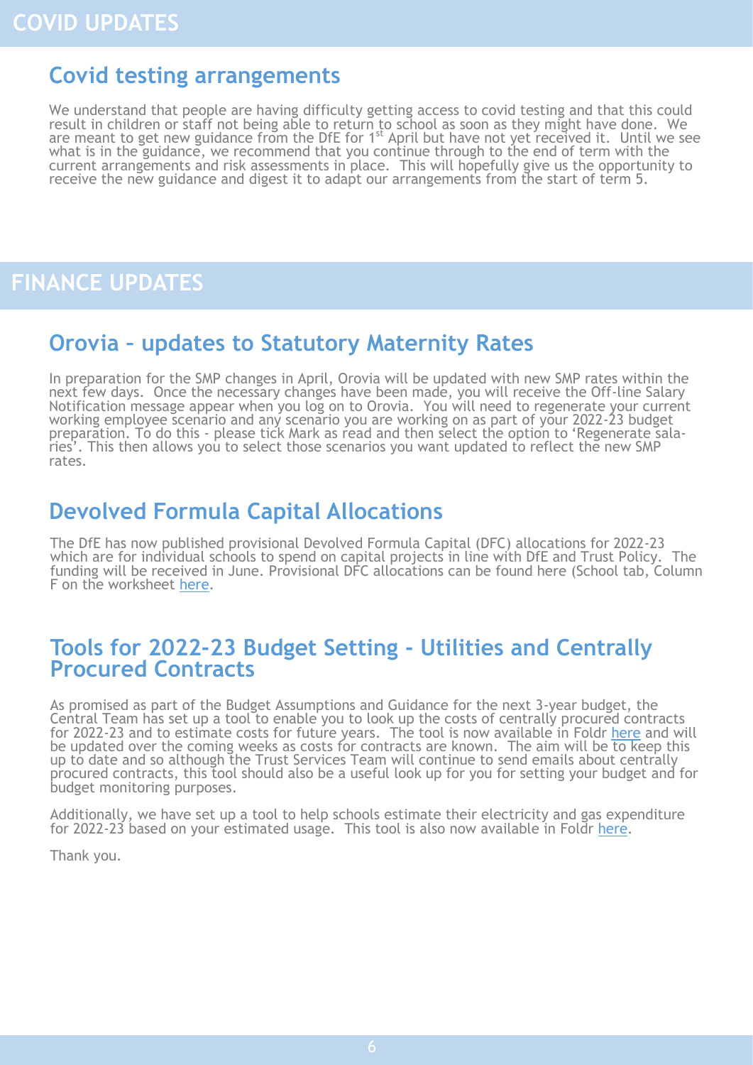# COVID UPDATES

## Covid testing arrangements

We understand that people are having difficulty getting access to covid testing and that this could result in children or staff not being able to return to school as soon as they might have done. We are meant to get new guidance from the DfE for 1st April but have not yet received it. Until we see what is in the guidance, we recommend that you continue through to the end of term with the current arrangements and risk assessments in place. This will hopefully give us the opportunity to receive the new guidance and digest it to adapt our arrangements from the start of term 5.

# FINANCE UPDATES

## Orovia – updates to Statutory Maternity Rates

In preparation for the SMP changes in April, Orovia will be updated with new SMP rates within the next few days. Once the necessary changes have been made, you will receive the Off-line Salary Notification message appear when you log on to Orovia. You will need to regenerate your current working employee scenario and any scenario you are working on as part of your 2022-23 budget preparation. To do this - please tick Mark as read and then select the option to 'Regenerate salaries'. This then allows you to select those scenarios you want updated to reflect the new SMP rates.

## Devolved Formula Capital Allocations

The DfE has now published provisional Devolved Formula Capital (DFC) allocations for 2022-23 which are for individual schools to spend on capital projects in line with DfE and Trust Policy. The funding will be received in June. Provisional DFC allocations can be found here (School tab, Column F on the worksheet here.

## Tools for 2022-23 Budget Setting - Utilities and Centrally Procured Contracts

As promised as part of the Budget Assumptions and Guidance for the next 3-year budget, the Central Team has set up a tool to enable you to look up the costs of centrally procured contracts for 2022-23 and to estimate costs for future years. The tool is now available in Foldr here and will be updated over the coming weeks as costs for contracts are known. The aim will be to keep this up to date and so although the Trust Services Team will continue to send emails about centrally procured contracts, this tool should also be a useful look up for you for setting your budget and for budget monitoring purposes.

Additionally, we have set up a tool to help schools estimate their electricity and gas expenditure for 2022-23 based on your estimated usage. This tool is also now available in Foldr here.

Thank you.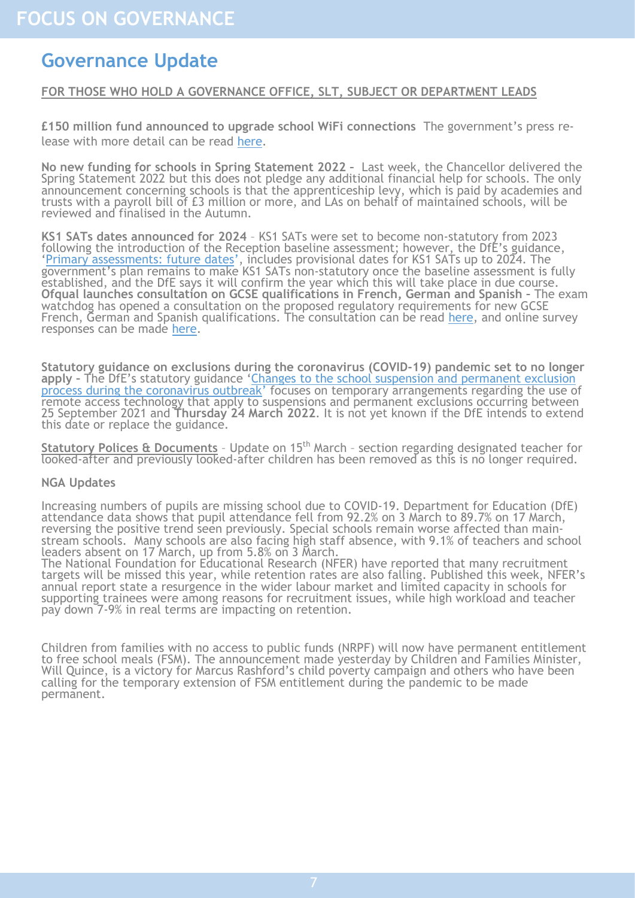# FOCUS ON GOVERNANCE

## Governance Update

**FOR THOSE WHO HOLD A GOVERNANCE OFFICE, SLT, SUBJECT OR DEPARTMENT LEADS**

**£150 million fund announced to upgrade school WiFi connections** The government's press release with more detail can be read here.

**No new funding for schools in Spring Statement 2022 –** Last week, the Chancellor delivered the Spring Statement 2022 but this does not pledge any additional financial help for schools. The only announcement concerning schools is that the apprenticeship levy, which is paid by academies and trusts with a payroll bill of £3 million or more, and LAs on behalf of maintained schools, will be reviewed and finalised in the Autumn.

**KS1 SATs dates announced for 2024** – KS1 SATs were set to become non-statutory from 2023 following the introduction of the Reception baseline assessment; however, the DfE's guidance, 'Primary assessments: future dates', includes provisional dates for KS1 SATs up to 2024. The government's plan remains to make KS1 SATs non-statutory once the baseline assessment is fully established, and the DfE says it will confirm the year which this will take place in due course. **Ofqual launches consultation on GCSE qualifications in French, German and Spanish –** The exam watchdog has opened a consultation on the proposed regulatory requirements for new GCSE French, German and Spanish qualifications. The consultation can be read here, and online survey responses can be made here.

**Statutory guidance on exclusions during the coronavirus (COVID-19) pandemic set to no longer apply –** The DfE's statutory guidance 'Changes to the school suspension and permanent exclusion process during the coronavirus outbreak' focuses on temporary arrangements regarding the use of remote access technology that apply to suspensions and permanent exclusions occurring between 25 September 2021 and **Thursday 24 March 2022**. It is not yet known if the DfE intends to extend this date or replace the guidance.

**Statutory Polices & Documents** – Update on 15th March – section regarding designated teacher for looked-after and previously looked-after children has been removed as this is no longer required.

**NGA Updates**

Increasing numbers of pupils are missing school due to COVID-19. Department for Education (DfE) attendance data shows that pupil attendance fell from 92.2% on 3 March to 89.7% on 17 March, reversing the positive trend seen previously. Special schools remain worse affected than mainstream schools. Many schools are also facing high staff absence, with 9.1% of teachers and school leaders absent on 17 March, up from 5.8% on 3 March.
The National Foundation for Educational Research (NFER) have reported that many recruitment targets will be missed this year, while retention rates are also falling. Published this week, NFER's annual report state a resurgence in the wider labour market and limited capacity in schools for supporting trainees were among reasons for recruitment issues, while high workload and teacher pay down 7-9% in real terms are impacting on retention.

Children from families with no access to public funds (NRPF) will now have permanent entitlement to free school meals (FSM). The announcement made yesterday by Children and Families Minister, Will Quince, is a victory for Marcus Rashford's child poverty campaign and others who have been calling for the temporary extension of FSM entitlement during the pandemic to be made permanent.